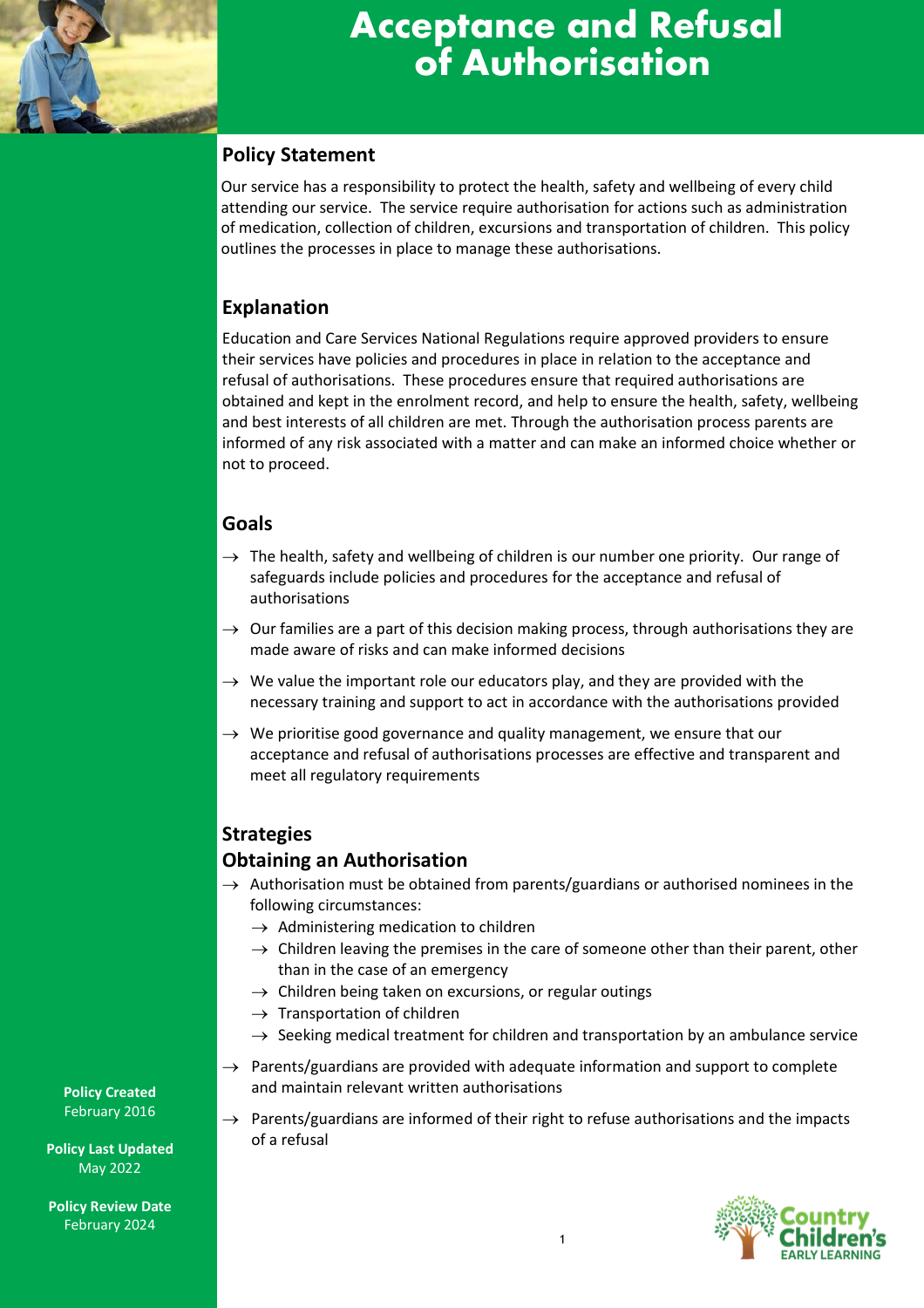# Acceptance and Refusal of Authorisation

## Policy Statement

Our service has a responsibility to protect the health, safety and wellbeing of every child attending our service. The service require authorisation for actions such as administration of medication, collection of children, excursions and transportation of children. This policy outlines the processes in place to manage these authorisations.

## Explanation

Education and Care Services National Regulations require approved providers to ensure their services have policies and procedures in place in relation to the acceptance and refusal of authorisations. These procedures ensure that required authorisations are obtained and kept in the enrolment record, and help to ensure the health, safety, wellbeing and best interests of all children are met. Through the authorisation process parents are informed of any risk associated with a matter and can make an informed choice whether or not to proceed.

## Goals

- The health, safety and wellbeing of children is our number one priority. Our range of safeguards include policies and procedures for the acceptance and refusal of authorisations
- Our families are a part of this decision making process, through authorisations they are made aware of risks and can make informed decisions
- We value the important role our educators play, and they are provided with the necessary training and support to act in accordance with the authorisations provided
- We prioritise good governance and quality management, we ensure that our acceptance and refusal of authorisations processes are effective and transparent and meet all regulatory requirements

## Strategies

### Obtaining an Authorisation

- Authorisation must be obtained from parents/guardians or authorised nominees in the following circumstances:
  - Administering medication to children
  - Children leaving the premises in the care of someone other than their parent, other than in the case of an emergency
  - Children being taken on excursions, or regular outings
  - Transportation of children
  - Seeking medical treatment for children and transportation by an ambulance service
- Parents/guardians are provided with adequate information and support to complete and maintain relevant written authorisations
- Parents/guardians are informed of their right to refuse authorisations and the impacts of a refusal

**Policy Created**
February 2016

**Policy Last Updated**
May 2022

**Policy Review Date**
February 2024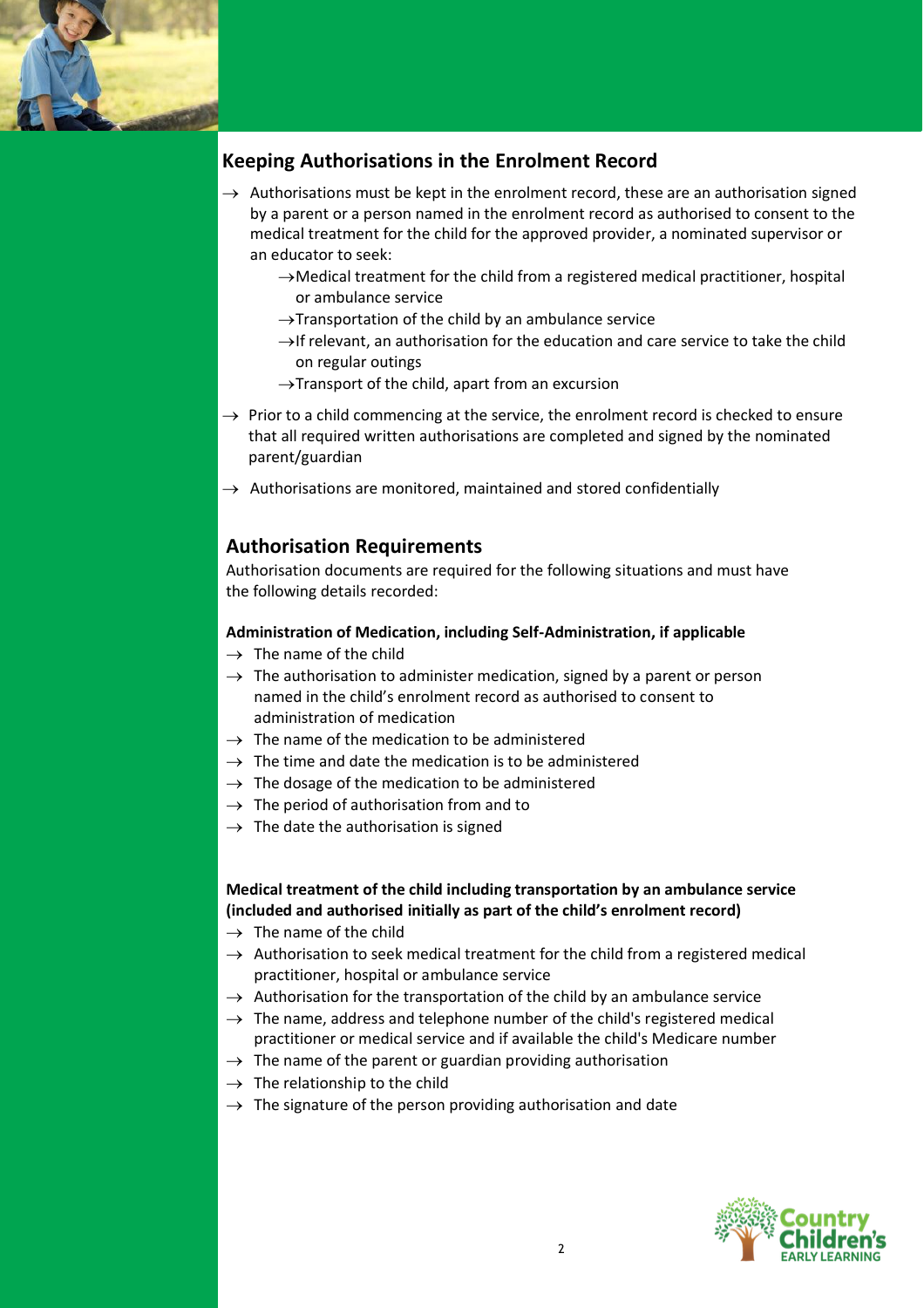## Keeping Authorisations in the Enrolment Record

- Authorisations must be kept in the enrolment record, these are an authorisation signed by a parent or a person named in the enrolment record as authorised to consent to the medical treatment for the child for the approved provider, a nominated supervisor or an educator to seek:
    - Medical treatment for the child from a registered medical practitioner, hospital or ambulance service
    - Transportation of the child by an ambulance service
    - If relevant, an authorisation for the education and care service to take the child on regular outings
    - Transport of the child, apart from an excursion
- Prior to a child commencing at the service, the enrolment record is checked to ensure that all required written authorisations are completed and signed by the nominated parent/guardian
- Authorisations are monitored, maintained and stored confidentially

## Authorisation Requirements

Authorisation documents are required for the following situations and must have the following details recorded:

**Administration of Medication, including Self-Administration, if applicable**

- The name of the child
- The authorisation to administer medication, signed by a parent or person named in the child's enrolment record as authorised to consent to administration of medication
- The name of the medication to be administered
- The time and date the medication is to be administered
- The dosage of the medication to be administered
- The period of authorisation from and to
- The date the authorisation is signed

**Medical treatment of the child including transportation by an ambulance service (included and authorised initially as part of the child's enrolment record)**

- The name of the child
- Authorisation to seek medical treatment for the child from a registered medical practitioner, hospital or ambulance service
- Authorisation for the transportation of the child by an ambulance service
- The name, address and telephone number of the child's registered medical practitioner or medical service and if available the child's Medicare number
- The name of the parent or guardian providing authorisation
- The relationship to the child
- The signature of the person providing authorisation and date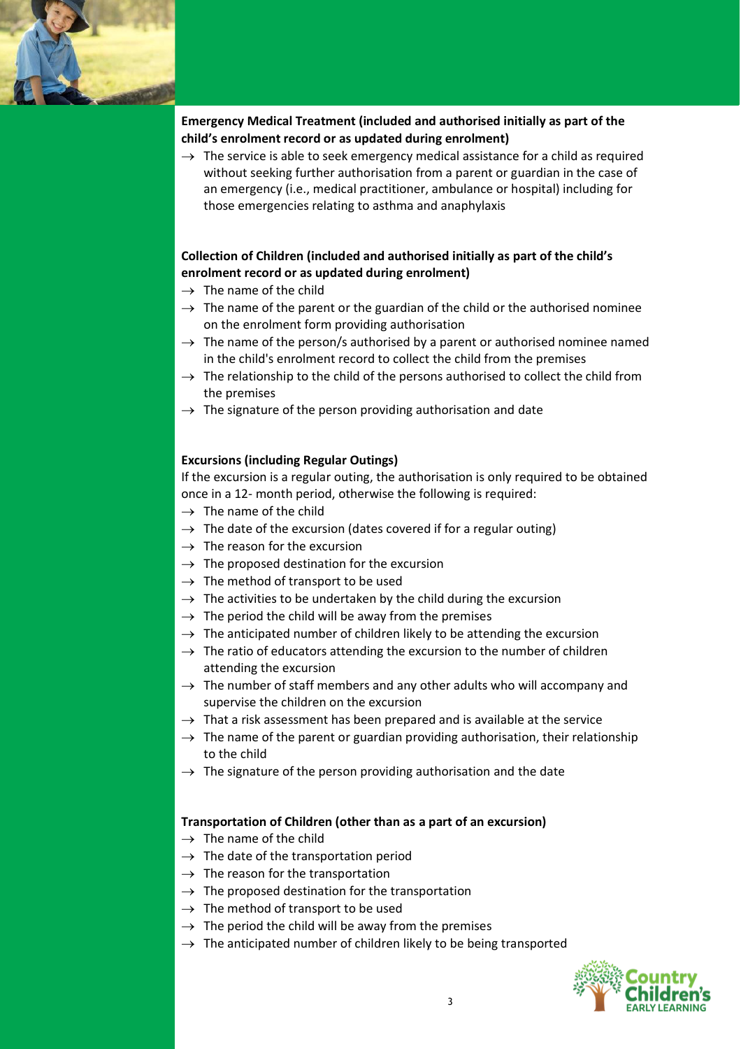**Emergency Medical Treatment (included and authorised initially as part of the child's enrolment record or as updated during enrolment)**

- The service is able to seek emergency medical assistance for a child as required without seeking further authorisation from a parent or guardian in the case of an emergency (i.e., medical practitioner, ambulance or hospital) including for those emergencies relating to asthma and anaphylaxis

**Collection of Children (included and authorised initially as part of the child's enrolment record or as updated during enrolment)**

- The name of the child
- The name of the parent or the guardian of the child or the authorised nominee on the enrolment form providing authorisation
- The name of the person/s authorised by a parent or authorised nominee named in the child's enrolment record to collect the child from the premises
- The relationship to the child of the persons authorised to collect the child from the premises
- The signature of the person providing authorisation and date

**Excursions (including Regular Outings)**

If the excursion is a regular outing, the authorisation is only required to be obtained once in a 12- month period, otherwise the following is required:

- The name of the child
- The date of the excursion (dates covered if for a regular outing)
- The reason for the excursion
- The proposed destination for the excursion
- The method of transport to be used
- The activities to be undertaken by the child during the excursion
- The period the child will be away from the premises
- The anticipated number of children likely to be attending the excursion
- The ratio of educators attending the excursion to the number of children attending the excursion
- The number of staff members and any other adults who will accompany and supervise the children on the excursion
- That a risk assessment has been prepared and is available at the service
- The name of the parent or guardian providing authorisation, their relationship to the child
- The signature of the person providing authorisation and the date

**Transportation of Children (other than as a part of an excursion)**

- The name of the child
- The date of the transportation period
- The reason for the transportation
- The proposed destination for the transportation
- The method of transport to be used
- The period the child will be away from the premises
- The anticipated number of children likely to be being transported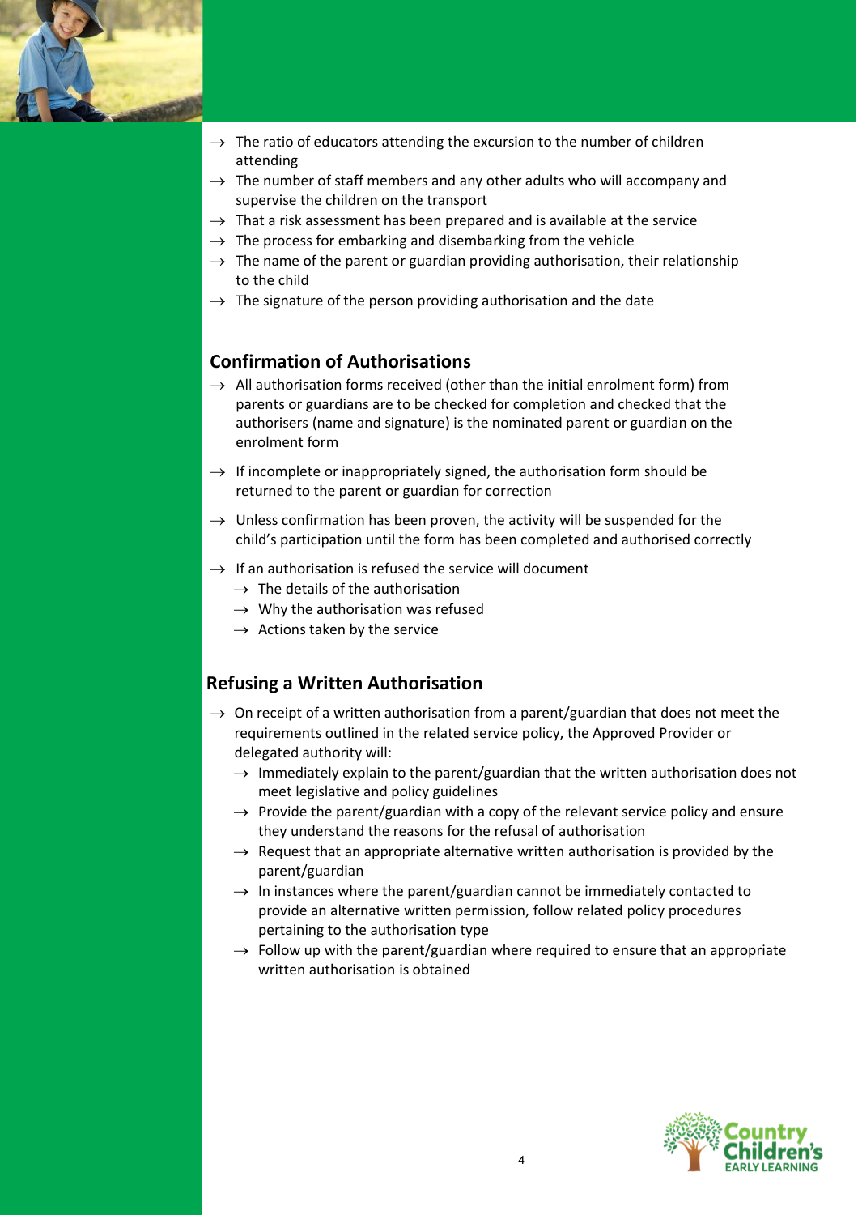- The ratio of educators attending the excursion to the number of children attending
- The number of staff members and any other adults who will accompany and supervise the children on the transport
- That a risk assessment has been prepared and is available at the service
- The process for embarking and disembarking from the vehicle
- The name of the parent or guardian providing authorisation, their relationship to the child
- The signature of the person providing authorisation and the date

## Confirmation of Authorisations

- All authorisation forms received (other than the initial enrolment form) from parents or guardians are to be checked for completion and checked that the authorisers (name and signature) is the nominated parent or guardian on the enrolment form
- If incomplete or inappropriately signed, the authorisation form should be returned to the parent or guardian for correction
- Unless confirmation has been proven, the activity will be suspended for the child's participation until the form has been completed and authorised correctly
- If an authorisation is refused the service will document
  - The details of the authorisation
  - Why the authorisation was refused
  - Actions taken by the service

## Refusing a Written Authorisation

- On receipt of a written authorisation from a parent/guardian that does not meet the requirements outlined in the related service policy, the Approved Provider or delegated authority will:
  - Immediately explain to the parent/guardian that the written authorisation does not meet legislative and policy guidelines
  - Provide the parent/guardian with a copy of the relevant service policy and ensure they understand the reasons for the refusal of authorisation
  - Request that an appropriate alternative written authorisation is provided by the parent/guardian
  - In instances where the parent/guardian cannot be immediately contacted to provide an alternative written permission, follow related policy procedures pertaining to the authorisation type
  - Follow up with the parent/guardian where required to ensure that an appropriate written authorisation is obtained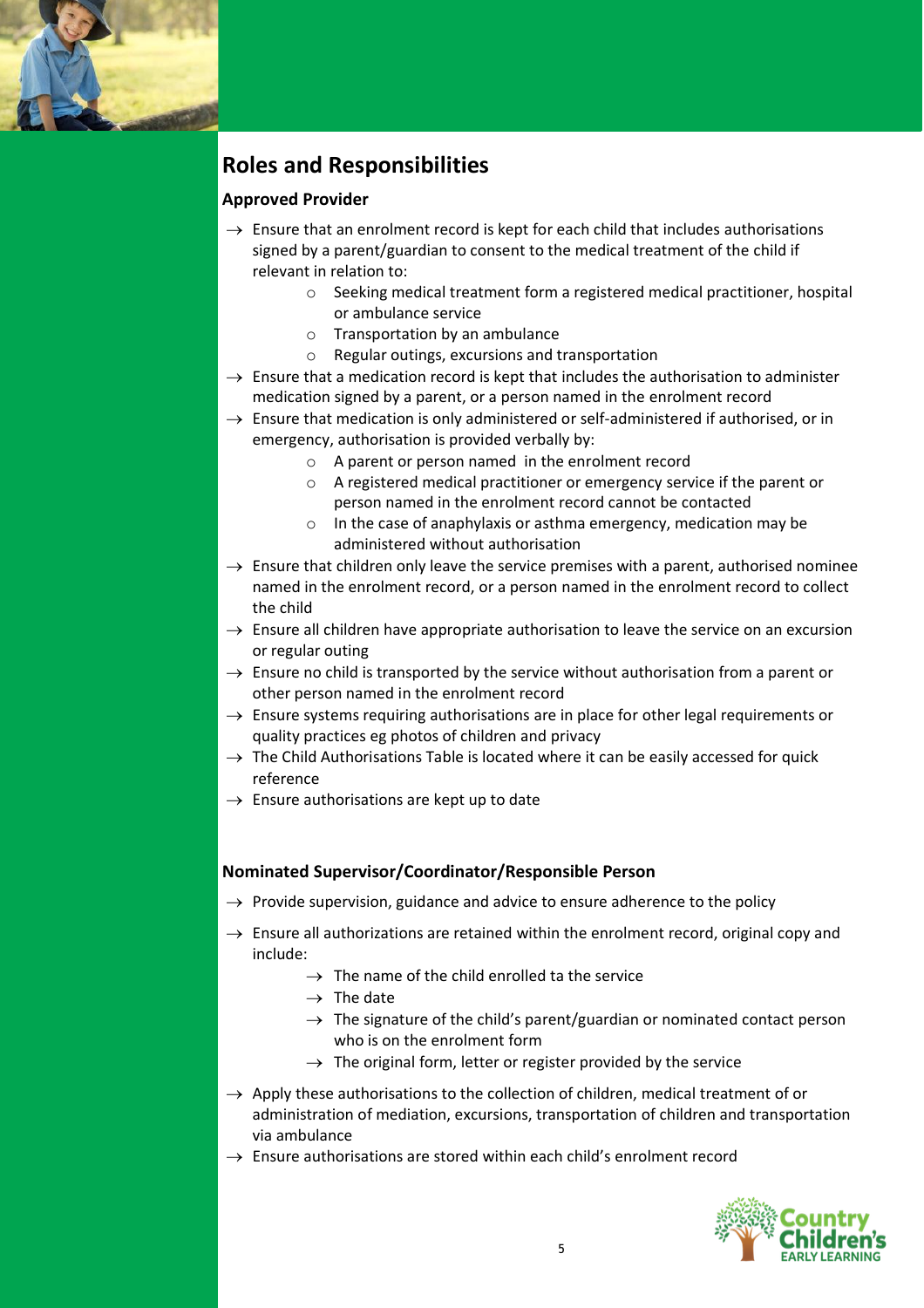## Roles and Responsibilities

### Approved Provider

- → Ensure that an enrolment record is kept for each child that includes authorisations signed by a parent/guardian to consent to the medical treatment of the child if relevant in relation to:
  - Seeking medical treatment form a registered medical practitioner, hospital or ambulance service
  - Transportation by an ambulance
  - Regular outings, excursions and transportation
- → Ensure that a medication record is kept that includes the authorisation to administer medication signed by a parent, or a person named in the enrolment record
- → Ensure that medication is only administered or self-administered if authorised, or in emergency, authorisation is provided verbally by:
  - A parent or person named in the enrolment record
  - A registered medical practitioner or emergency service if the parent or person named in the enrolment record cannot be contacted
  - In the case of anaphylaxis or asthma emergency, medication may be administered without authorisation
- → Ensure that children only leave the service premises with a parent, authorised nominee named in the enrolment record, or a person named in the enrolment record to collect the child
- → Ensure all children have appropriate authorisation to leave the service on an excursion or regular outing
- → Ensure no child is transported by the service without authorisation from a parent or other person named in the enrolment record
- → Ensure systems requiring authorisations are in place for other legal requirements or quality practices eg photos of children and privacy
- → The Child Authorisations Table is located where it can be easily accessed for quick reference
- → Ensure authorisations are kept up to date

### Nominated Supervisor/Coordinator/Responsible Person

- → Provide supervision, guidance and advice to ensure adherence to the policy
- → Ensure all authorizations are retained within the enrolment record, original copy and include:
  - → The name of the child enrolled ta the service
  - → The date
  - → The signature of the child's parent/guardian or nominated contact person who is on the enrolment form
  - → The original form, letter or register provided by the service
- → Apply these authorisations to the collection of children, medical treatment of or administration of mediation, excursions, transportation of children and transportation via ambulance
- → Ensure authorisations are stored within each child's enrolment record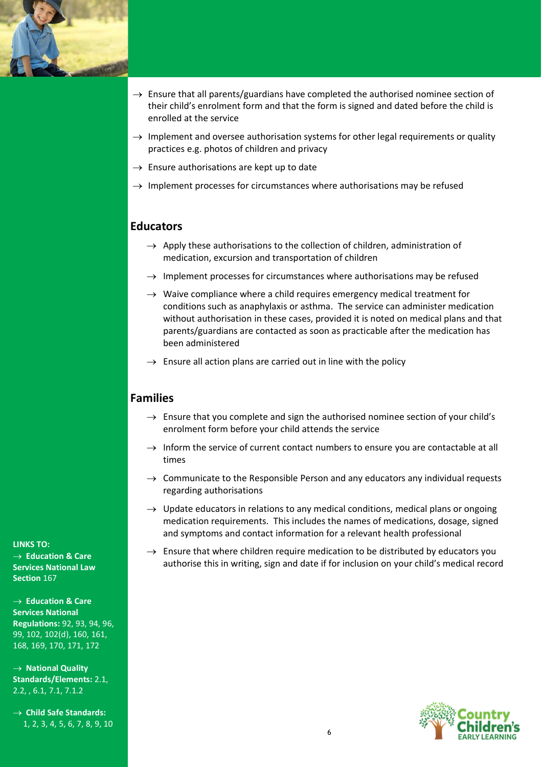- Ensure that all parents/guardians have completed the authorised nominee section of their child's enrolment form and that the form is signed and dated before the child is enrolled at the service
- Implement and oversee authorisation systems for other legal requirements or quality practices e.g. photos of children and privacy
- Ensure authorisations are kept up to date
- Implement processes for circumstances where authorisations may be refused

## Educators

- Apply these authorisations to the collection of children, administration of medication, excursion and transportation of children
- Implement processes for circumstances where authorisations may be refused
- Waive compliance where a child requires emergency medical treatment for conditions such as anaphylaxis or asthma. The service can administer medication without authorisation in these cases, provided it is noted on medical plans and that parents/guardians are contacted as soon as practicable after the medication has been administered
- Ensure all action plans are carried out in line with the policy

## Families

- Ensure that you complete and sign the authorised nominee section of your child's enrolment form before your child attends the service
- Inform the service of current contact numbers to ensure you are contactable at all times
- Communicate to the Responsible Person and any educators any individual requests regarding authorisations
- Update educators in relations to any medical conditions, medical plans or ongoing medication requirements. This includes the names of medications, dosage, signed and symptoms and contact information for a relevant health professional
- Ensure that where children require medication to be distributed by educators you authorise this in writing, sign and date if for inclusion on your child's medical record

**LINKS TO:**

- **Education & Care Services National Law** Section 167
- **Education & Care Services National Regulations:** 92, 93, 94, 96, 99, 102, 102(d), 160, 161, 168, 169, 170, 171, 172
- **National Quality Standards/Elements:** 2.1, 2.2, , 6.1, 7.1, 7.1.2
- **Child Safe Standards:** 1, 2, 3, 4, 5, 6, 7, 8, 9, 10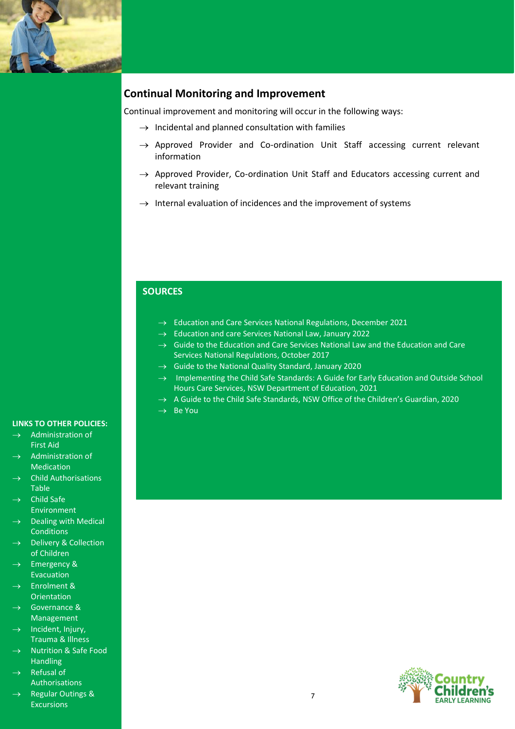## Continual Monitoring and Improvement

Continual improvement and monitoring will occur in the following ways:

- Incidental and planned consultation with families
- Approved Provider and Co-ordination Unit Staff accessing current relevant information
- Approved Provider, Co-ordination Unit Staff and Educators accessing current and relevant training
- Internal evaluation of incidences and the improvement of systems

## SOURCES

- Education and Care Services National Regulations, December 2021
- Education and care Services National Law, January 2022
- Guide to the Education and Care Services National Law and the Education and Care Services National Regulations, October 2017
- Guide to the National Quality Standard, January 2020
- Implementing the Child Safe Standards: A Guide for Early Education and Outside School Hours Care Services, NSW Department of Education, 2021
- A Guide to the Child Safe Standards, NSW Office of the Children's Guardian, 2020
- Be You

**LINKS TO OTHER POLICIES:**

- Administration of First Aid
- Administration of Medication
- Child Authorisations Table
- Child Safe Environment
- Dealing with Medical Conditions
- Delivery & Collection of Children
- Emergency & Evacuation
- Enrolment & Orientation
- Governance & Management
- Incident, Injury, Trauma & Illness
- Nutrition & Safe Food Handling
- Refusal of Authorisations
- Regular Outings & Excursions